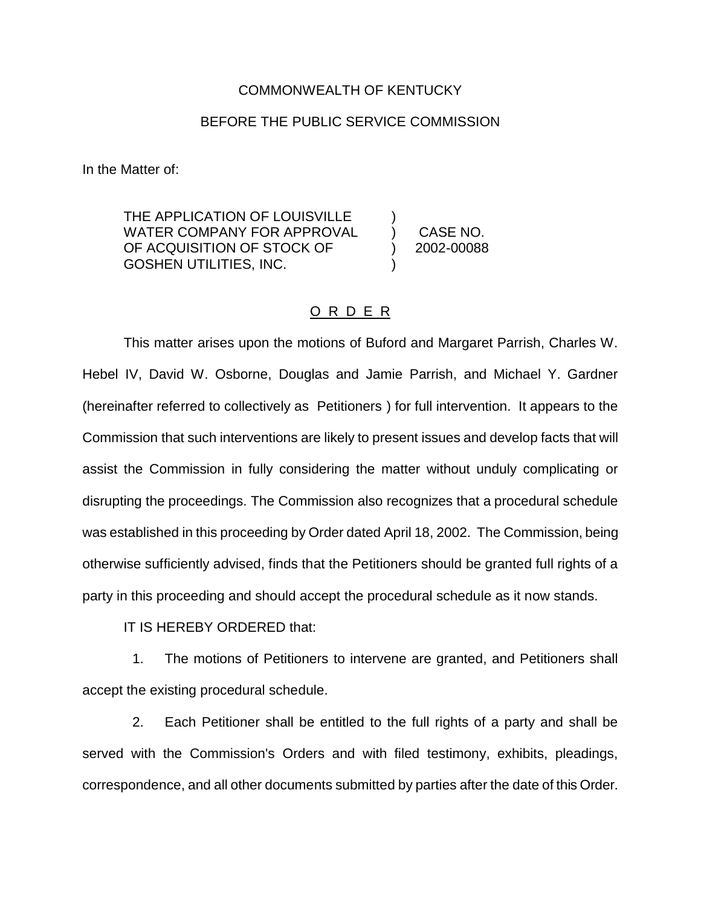COMMONWEALTH OF KENTUCKY

BEFORE THE PUBLIC SERVICE COMMISSION

In the Matter of:

| | | |
|---|---|---|
| THE APPLICATION OF LOUISVILLE WATER COMPANY FOR APPROVAL OF ACQUISITION OF STOCK OF GOSHEN UTILITIES, INC. | ) ) ) ) | CASE NO. 2002-00088 |

O R D E R

This matter arises upon the motions of Buford and Margaret Parrish, Charles W. Hebel IV, David W. Osborne, Douglas and Jamie Parrish, and Michael Y. Gardner (hereinafter referred to collectively as Petitioners ) for full intervention. It appears to the Commission that such interventions are likely to present issues and develop facts that will assist the Commission in fully considering the matter without unduly complicating or disrupting the proceedings. The Commission also recognizes that a procedural schedule was established in this proceeding by Order dated April 18, 2002. The Commission, being otherwise sufficiently advised, finds that the Petitioners should be granted full rights of a party in this proceeding and should accept the procedural schedule as it now stands.

IT IS HEREBY ORDERED that:

1. The motions of Petitioners to intervene are granted, and Petitioners shall accept the existing procedural schedule.

2. Each Petitioner shall be entitled to the full rights of a party and shall be served with the Commission's Orders and with filed testimony, exhibits, pleadings, correspondence, and all other documents submitted by parties after the date of this Order.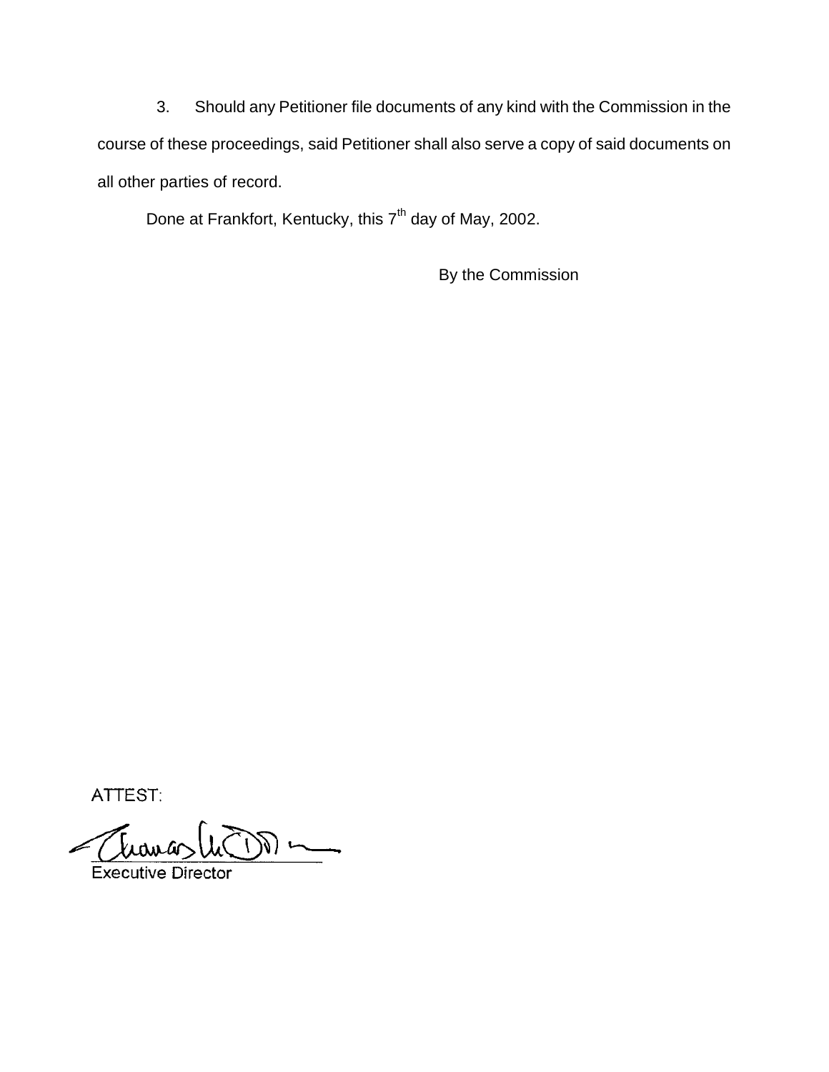3. Should any Petitioner file documents of any kind with the Commission in the course of these proceedings, said Petitioner shall also serve a copy of said documents on all other parties of record.

Done at Frankfort, Kentucky, this 7th day of May, 2002.

By the Commission

ATTEST:

Executive Director